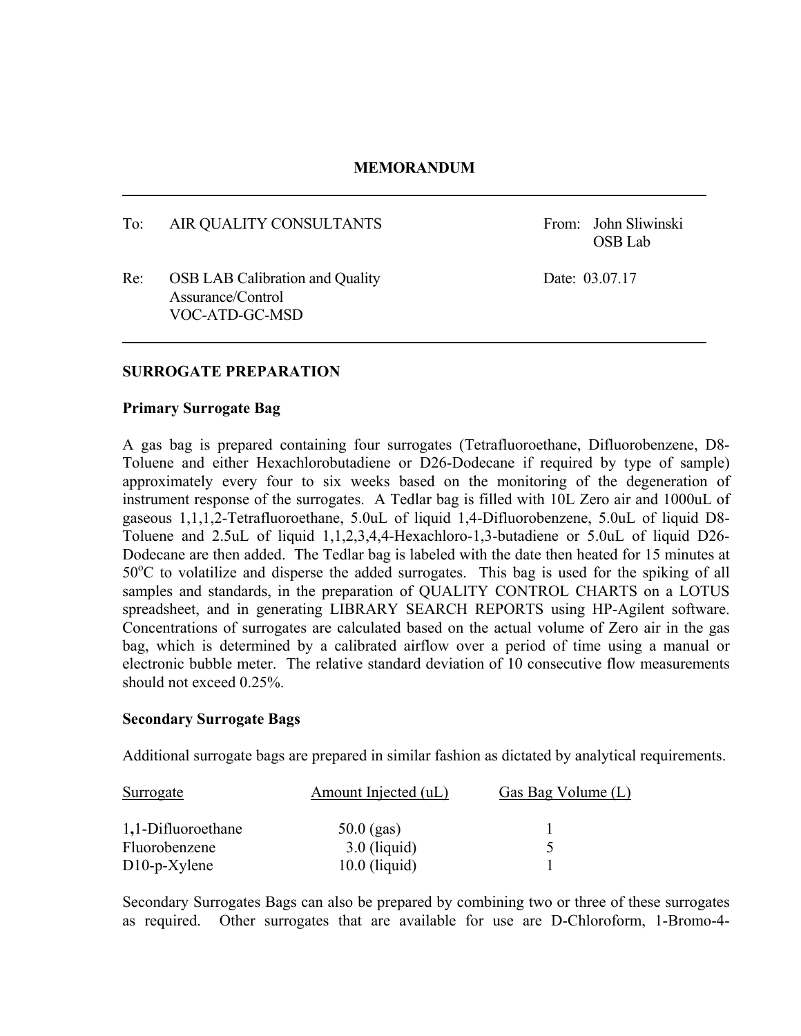**MEMORANDUM**

---

| | | | |
|---|---|---|---|
| To: | AIR QUALITY CONSULTANTS | From: | John Sliwinski<br>OSB Lab |
| Re: | OSB LAB Calibration and Quality Assurance/Control<br>VOC-ATD-GC-MSD | Date: | 03.07.17 |

---

## SURROGATE PREPARATION

### Primary Surrogate Bag

A gas bag is prepared containing four surrogates (Tetrafluoroethane, Difluorobenzene, D8-Toluene and either Hexachlorobutadiene or D26-Dodecane if required by type of sample) approximately every four to six weeks based on the monitoring of the degeneration of instrument response of the surrogates. A Tedlar bag is filled with 10L Zero air and 1000uL of gaseous 1,1,1,2-Tetrafluoroethane, 5.0uL of liquid 1,4-Difluorobenzene, 5.0uL of liquid D8-Toluene and 2.5uL of liquid 1,1,2,3,4,4-Hexachloro-1,3-butadiene or 5.0uL of liquid D26-Dodecane are then added. The Tedlar bag is labeled with the date then heated for 15 minutes at $50^{o}C$ to volatilize and disperse the added surrogates. This bag is used for the spiking of all samples and standards, in the preparation of QUALITY CONTROL CHARTS on a LOTUS spreadsheet, and in generating LIBRARY SEARCH REPORTS using HP-Agilent software. Concentrations of surrogates are calculated based on the actual volume of Zero air in the gas bag, which is determined by a calibrated airflow over a period of time using a manual or electronic bubble meter. The relative standard deviation of 10 consecutive flow measurements should not exceed 0.25%.

### Secondary Surrogate Bags

Additional surrogate bags are prepared in similar fashion as dictated by analytical requirements.

| Surrogate | Amount Injected (uL) | Gas Bag Volume (L) |
|---|---|---|
| 1,1-Difluoroethane | 50.0 (gas) | 1 |
| Fluorobenzene | 3.0 (liquid) | 5 |
| D10-p-Xylene | 10.0 (liquid) | 1 |

Secondary Surrogates Bags can also be prepared by combining two or three of these surrogates as required. Other surrogates that are available for use are D-Chloroform, 1-Bromo-4-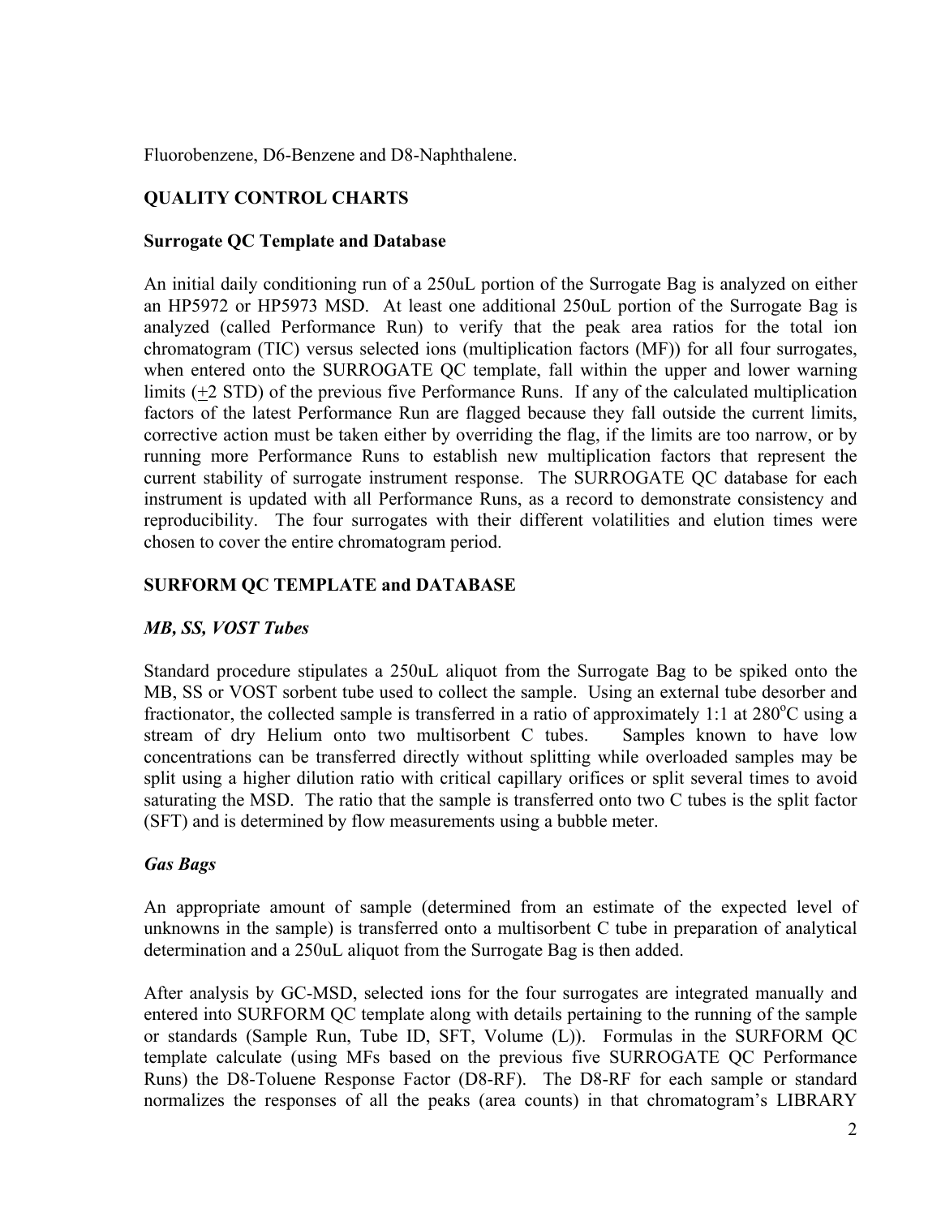Fluorobenzene, D6-Benzene and D8-Naphthalene.

## QUALITY CONTROL CHARTS

### Surrogate QC Template and Database

An initial daily conditioning run of a 250uL portion of the Surrogate Bag is analyzed on either an HP5972 or HP5973 MSD. At least one additional 250uL portion of the Surrogate Bag is analyzed (called Performance Run) to verify that the peak area ratios for the total ion chromatogram (TIC) versus selected ions (multiplication factors (MF)) for all four surrogates, when entered onto the SURROGATE QC template, fall within the upper and lower warning limits ($\pm$2 STD) of the previous five Performance Runs. If any of the calculated multiplication factors of the latest Performance Run are flagged because they fall outside the current limits, corrective action must be taken either by overriding the flag, if the limits are too narrow, or by running more Performance Runs to establish new multiplication factors that represent the current stability of surrogate instrument response. The SURROGATE QC database for each instrument is updated with all Performance Runs, as a record to demonstrate consistency and reproducibility. The four surrogates with their different volatilities and elution times were chosen to cover the entire chromatogram period.

### SURFORM QC TEMPLATE and DATABASE

#### *MB, SS, VOST Tubes*

Standard procedure stipulates a 250uL aliquot from the Surrogate Bag to be spiked onto the MB, SS or VOST sorbent tube used to collect the sample. Using an external tube desorber and fractionator, the collected sample is transferred in a ratio of approximately 1:1 at 280$^{o}$C using a stream of dry Helium onto two multisorbent C tubes. Samples known to have low concentrations can be transferred directly without splitting while overloaded samples may be split using a higher dilution ratio with critical capillary orifices or split several times to avoid saturating the MSD. The ratio that the sample is transferred onto two C tubes is the split factor (SFT) and is determined by flow measurements using a bubble meter.

#### *Gas Bags*

An appropriate amount of sample (determined from an estimate of the expected level of unknowns in the sample) is transferred onto a multisorbent C tube in preparation of analytical determination and a 250uL aliquot from the Surrogate Bag is then added.

After analysis by GC-MSD, selected ions for the four surrogates are integrated manually and entered into SURFORM QC template along with details pertaining to the running of the sample or standards (Sample Run, Tube ID, SFT, Volume (L)). Formulas in the SURFORM QC template calculate (using MFs based on the previous five SURROGATE QC Performance Runs) the D8-Toluene Response Factor (D8-RF). The D8-RF for each sample or standard normalizes the responses of all the peaks (area counts) in that chromatogram's LIBRARY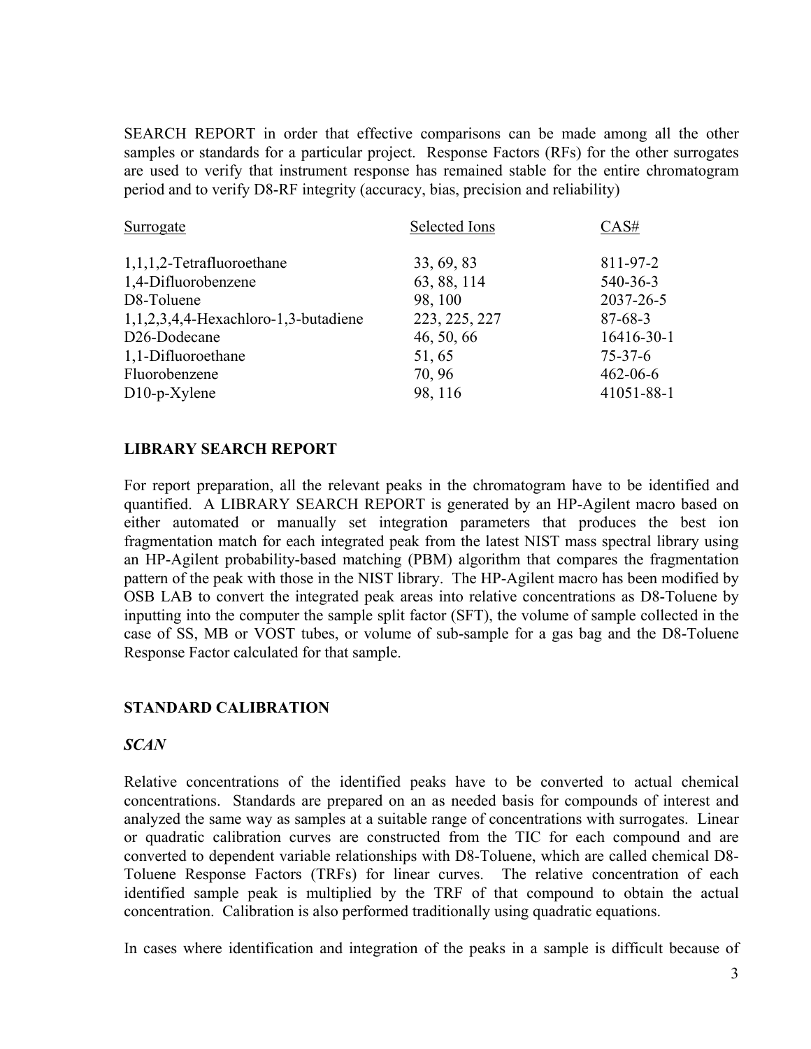SEARCH REPORT in order that effective comparisons can be made among all the other samples or standards for a particular project. Response Factors (RFs) for the other surrogates are used to verify that instrument response has remained stable for the entire chromatogram period and to verify D8-RF integrity (accuracy, bias, precision and reliability)

| Surrogate | Selected Ions | CAS# |
|---|---|---|
| 1,1,1,2-Tetrafluoroethane | 33, 69, 83 | 811-97-2 |
| 1,4-Difluorobenzene | 63, 88, 114 | 540-36-3 |
| D8-Toluene | 98, 100 | 2037-26-5 |
| 1,1,2,3,4,4-Hexachloro-1,3-butadiene | 223, 225, 227 | 87-68-3 |
| D26-Dodecane | 46, 50, 66 | 16416-30-1 |
| 1,1-Difluoroethane | 51, 65 | 75-37-6 |
| Fluorobenzene | 70, 96 | 462-06-6 |
| D10-p-Xylene | 98, 116 | 41051-88-1 |

## LIBRARY SEARCH REPORT

For report preparation, all the relevant peaks in the chromatogram have to be identified and quantified. A LIBRARY SEARCH REPORT is generated by an HP-Agilent macro based on either automated or manually set integration parameters that produces the best ion fragmentation match for each integrated peak from the latest NIST mass spectral library using an HP-Agilent probability-based matching (PBM) algorithm that compares the fragmentation pattern of the peak with those in the NIST library. The HP-Agilent macro has been modified by OSB LAB to convert the integrated peak areas into relative concentrations as D8-Toluene by inputting into the computer the sample split factor (SFT), the volume of sample collected in the case of SS, MB or VOST tubes, or volume of sub-sample for a gas bag and the D8-Toluene Response Factor calculated for that sample.

## STANDARD CALIBRATION

### *SCAN*

Relative concentrations of the identified peaks have to be converted to actual chemical concentrations. Standards are prepared on an as needed basis for compounds of interest and analyzed the same way as samples at a suitable range of concentrations with surrogates. Linear or quadratic calibration curves are constructed from the TIC for each compound and are converted to dependent variable relationships with D8-Toluene, which are called chemical D8-Toluene Response Factors (TRFs) for linear curves. The relative concentration of each identified sample peak is multiplied by the TRF of that compound to obtain the actual concentration. Calibration is also performed traditionally using quadratic equations.

In cases where identification and integration of the peaks in a sample is difficult because of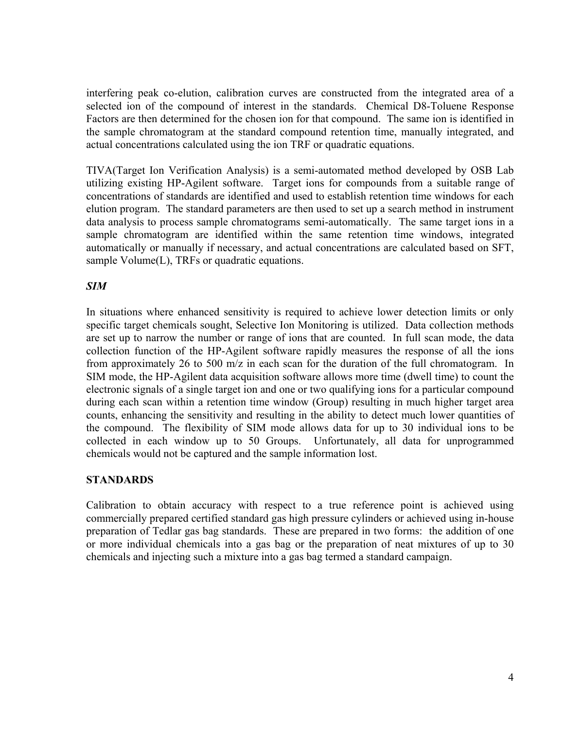interfering peak co-elution, calibration curves are constructed from the integrated area of a selected ion of the compound of interest in the standards. Chemical D8-Toluene Response Factors are then determined for the chosen ion for that compound. The same ion is identified in the sample chromatogram at the standard compound retention time, manually integrated, and actual concentrations calculated using the ion TRF or quadratic equations.

TIVA(Target Ion Verification Analysis) is a semi-automated method developed by OSB Lab utilizing existing HP-Agilent software. Target ions for compounds from a suitable range of concentrations of standards are identified and used to establish retention time windows for each elution program. The standard parameters are then used to set up a search method in instrument data analysis to process sample chromatograms semi-automatically. The same target ions in a sample chromatogram are identified within the same retention time windows, integrated automatically or manually if necessary, and actual concentrations are calculated based on SFT, sample Volume(L), TRFs or quadratic equations.

***SIM***

In situations where enhanced sensitivity is required to achieve lower detection limits or only specific target chemicals sought, Selective Ion Monitoring is utilized. Data collection methods are set up to narrow the number or range of ions that are counted. In full scan mode, the data collection function of the HP-Agilent software rapidly measures the response of all the ions from approximately 26 to 500 m/z in each scan for the duration of the full chromatogram. In SIM mode, the HP-Agilent data acquisition software allows more time (dwell time) to count the electronic signals of a single target ion and one or two qualifying ions for a particular compound during each scan within a retention time window (Group) resulting in much higher target area counts, enhancing the sensitivity and resulting in the ability to detect much lower quantities of the compound. The flexibility of SIM mode allows data for up to 30 individual ions to be collected in each window up to 50 Groups. Unfortunately, all data for unprogrammed chemicals would not be captured and the sample information lost.

## STANDARDS

Calibration to obtain accuracy with respect to a true reference point is achieved using commercially prepared certified standard gas high pressure cylinders or achieved using in-house preparation of Tedlar gas bag standards. These are prepared in two forms: the addition of one or more individual chemicals into a gas bag or the preparation of neat mixtures of up to 30 chemicals and injecting such a mixture into a gas bag termed a standard campaign.